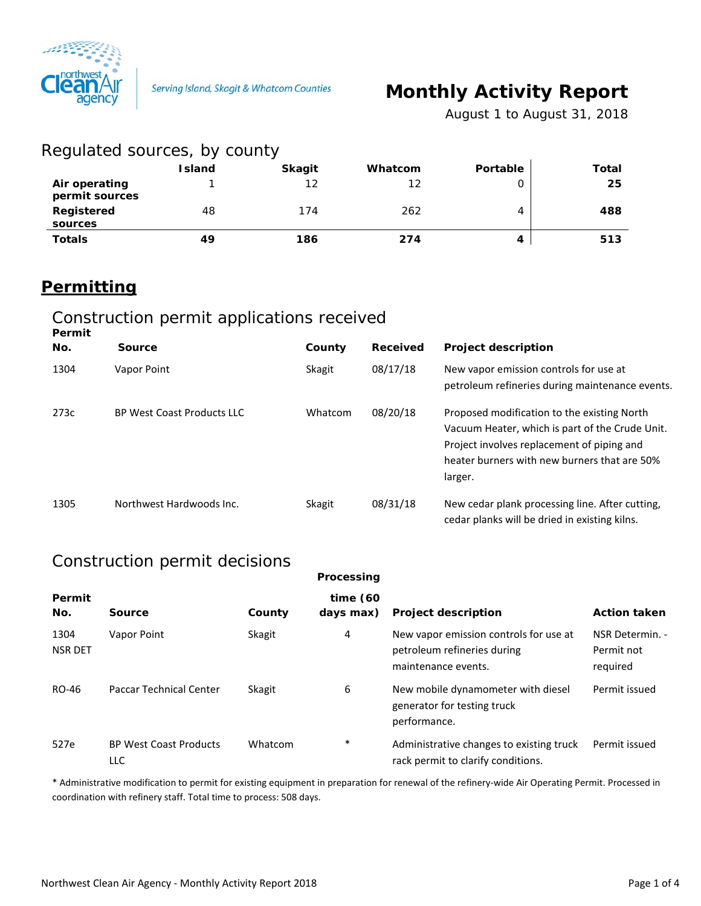Serving Island, Skagit & Whatcom Counties

# Monthly Activity Report

August 1 to August 31, 2018

## Regulated sources, by county

| | Island | Skagit | Whatcom | Portable | Total |
|---|---|---|---|---|---|
| **Air operating permit sources** | 1 | 12 | 12 | 0 | **25** |
| **Registered sources** | 48 | 174 | 262 | 4 | **488** |
| **Totals** | **49** | **186** | **274** | **4** | **513** |

## Permitting

### Construction permit applications received

| Permit No. | Source | County | Received | Project description |
|---|---|---|---|---|
| 1304 | Vapor Point | Skagit | 08/17/18 | New vapor emission controls for use at petroleum refineries during maintenance events. |
| 273c | BP West Coast Products LLC | Whatcom | 08/20/18 | Proposed modification to the existing North Vacuum Heater, which is part of the Crude Unit. Project involves replacement of piping and heater burners with new burners that are 50% larger. |
| 1305 | Northwest Hardwoods Inc. | Skagit | 08/31/18 | New cedar plank processing line. After cutting, cedar planks will be dried in existing kilns. |

### Construction permit decisions

| Permit No. | Source | County | Processing time (60 days max) | Project description | Action taken |
|---|---|---|---|---|---|
| 1304 NSR DET | Vapor Point | Skagit | 4 | New vapor emission controls for use at petroleum refineries during maintenance events. | NSR Determin. - Permit not required |
| RO-46 | Paccar Technical Center | Skagit | 6 | New mobile dynamometer with diesel generator for testing truck performance. | Permit issued |
| 527e | BP West Coast Products LLC | Whatcom | * | Administrative changes to existing truck rack permit to clarify conditions. | Permit issued |

* Administrative modification to permit for existing equipment in preparation for renewal of the refinery-wide Air Operating Permit. Processed in coordination with refinery staff. Total time to process: 508 days.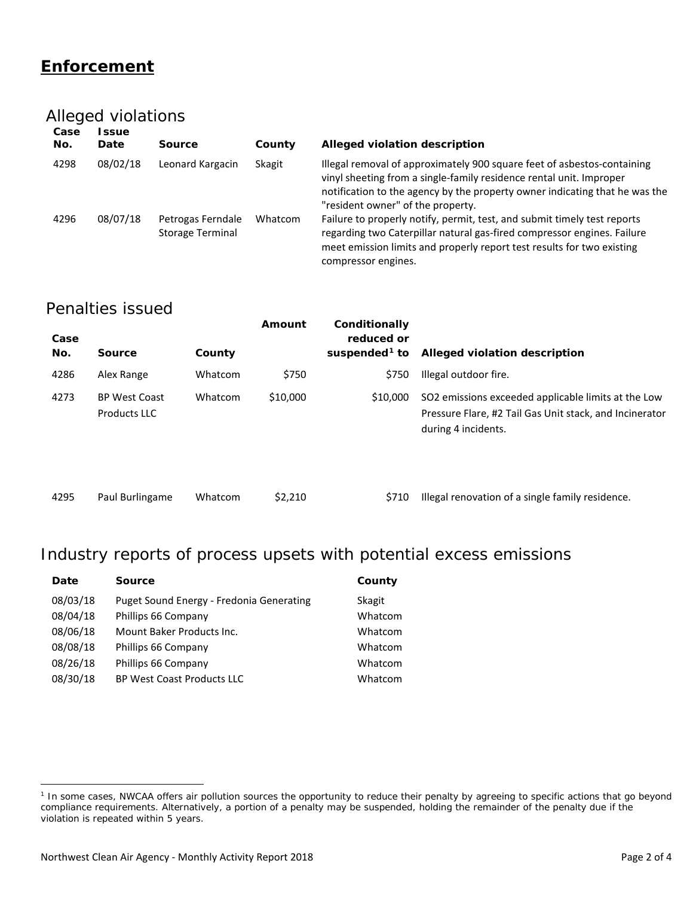# Enforcement

## Alleged violations

| Case No. | Issue Date | Source | County | Alleged violation description |
|---|---|---|---|---|
| 4298 | 08/02/18 | Leonard Kargacin | Skagit | Illegal removal of approximately 900 square feet of asbestos-containing vinyl sheeting from a single-family residence rental unit. Improper notification to the agency by the property owner indicating that he was the "resident owner" of the property. |
| 4296 | 08/07/18 | Petrogas Ferndale Storage Terminal | Whatcom | Failure to properly notify, permit, test, and submit timely test reports regarding two Caterpillar natural gas-fired compressor engines. Failure meet emission limits and properly report test results for two existing compressor engines. |

## Penalties issued

| Case No. | Source | County | Amount | Conditionally reduced or suspended[1] to | Alleged violation description |
|---|---|---|---|---|---|
| 4286 | Alex Range | Whatcom | $750 | $750 | Illegal outdoor fire. |
| 4273 | BP West Coast Products LLC | Whatcom | $10,000 | $10,000 | $SO_2$ emissions exceeded applicable limits at the Low Pressure Flare, #2 Tail Gas Unit stack, and Incinerator during 4 incidents. |
| 4295 | Paul Burlingame | Whatcom | $2,210 | $710 | Illegal renovation of a single family residence. |

## Industry reports of process upsets with potential excess emissions

| Date | Source | County |
|---|---|---|
| 08/03/18 | Puget Sound Energy - Fredonia Generating | Skagit |
| 08/04/18 | Phillips 66 Company | Whatcom |
| 08/06/18 | Mount Baker Products Inc. | Whatcom |
| 08/08/18 | Phillips 66 Company | Whatcom |
| 08/26/18 | Phillips 66 Company | Whatcom |
| 08/30/18 | BP West Coast Products LLC | Whatcom |

[1] In some cases, NWCAA offers air pollution sources the opportunity to reduce their penalty by agreeing to specific actions that go beyond compliance requirements. Alternatively, a portion of a penalty may be suspended, holding the remainder of the penalty due if the violation is repeated within 5 years.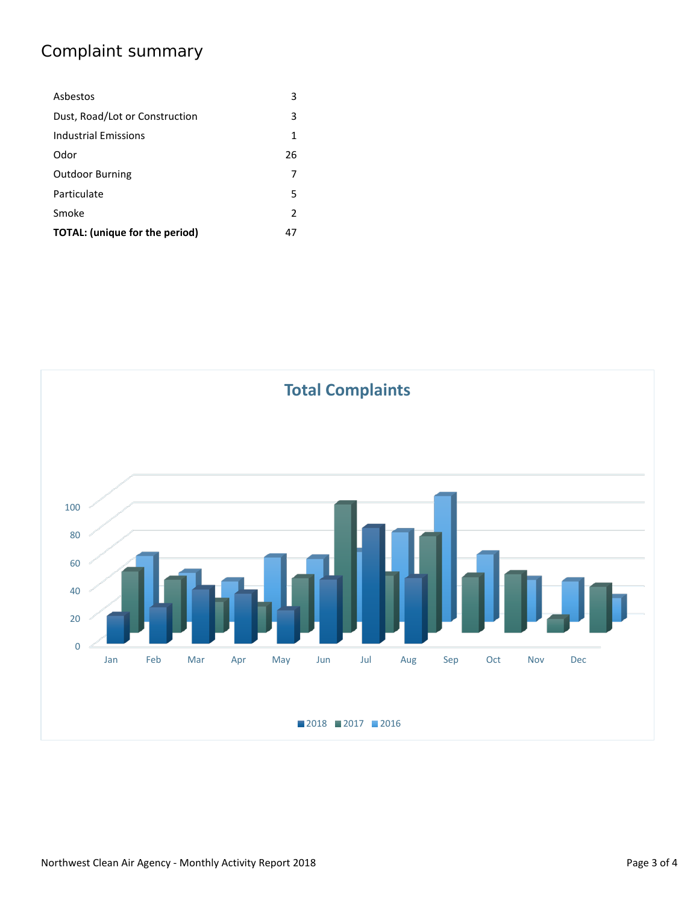## Complaint summary

| | |
|---|---|
| Asbestos | 3 |
| Dust, Road/Lot or Construction | 3 |
| Industrial Emissions | 1 |
| Odor | 26 |
| Outdoor Burning | 7 |
| Particulate | 5 |
| Smoke | 2 |
| **TOTAL: (unique for the period)** | 47 |

**Total Complaints**

0, 20, 40, 60, 80, 100

Jan Feb Mar Apr May Jun Jul Aug Sep Oct Nov Dec

2018 2017 2016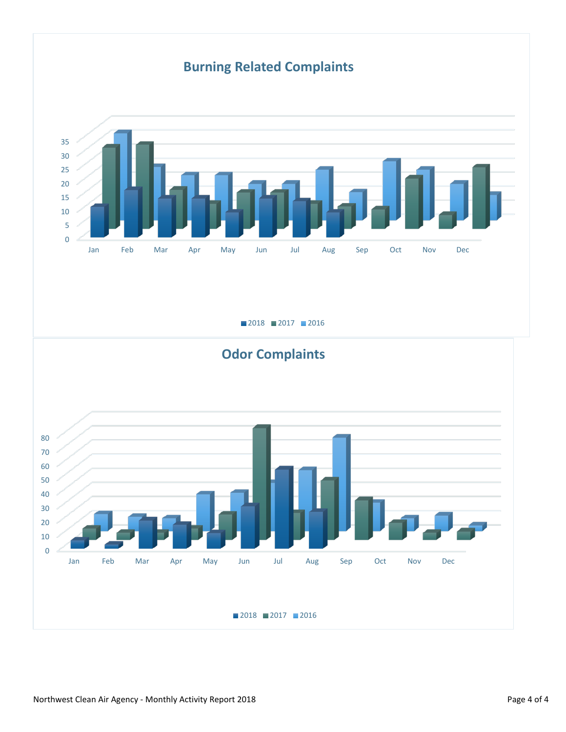## Burning Related Complaints

35
30
25
20
15
10
5
0

Jan Feb Mar Apr May Jun Jul Aug Sep Oct Nov Dec

2018 2017 2016

## Odor Complaints

80
70
60
50
40
30
20
10
0

Jan Feb Mar Apr May Jun Jul Aug Sep Oct Nov Dec

2018 2017 2016